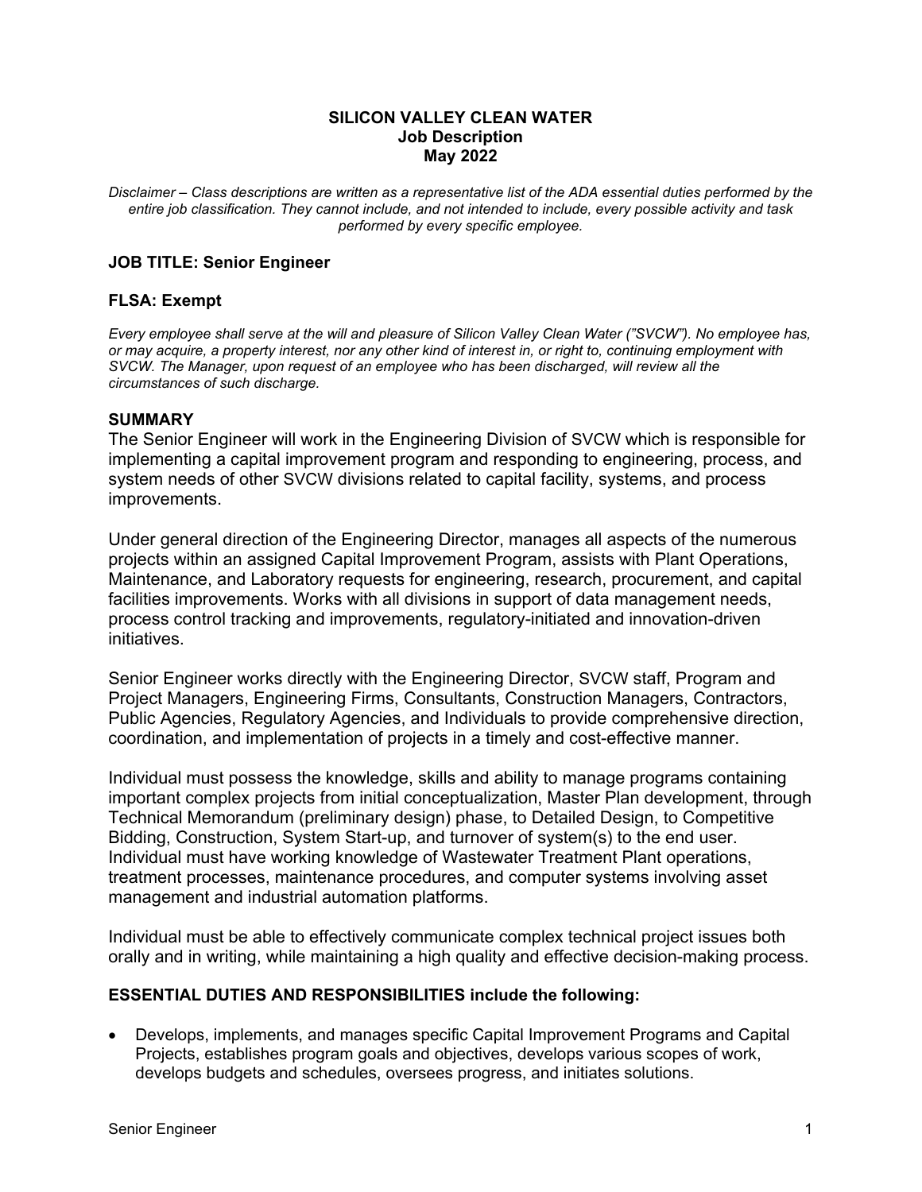**SILICON VALLEY CLEAN WATER**
**Job Description**
**May 2022**

*Disclaimer – Class descriptions are written as a representative list of the ADA essential duties performed by the entire job classification. They cannot include, and not intended to include, every possible activity and task performed by every specific employee.*

## JOB TITLE: Senior Engineer

## FLSA: Exempt

*Every employee shall serve at the will and pleasure of Silicon Valley Clean Water (”SVCW”). No employee has, or may acquire, a property interest, nor any other kind of interest in, or right to, continuing employment with SVCW. The Manager, upon request of an employee who has been discharged, will review all the circumstances of such discharge.*

## SUMMARY

The Senior Engineer will work in the Engineering Division of SVCW which is responsible for implementing a capital improvement program and responding to engineering, process, and system needs of other SVCW divisions related to capital facility, systems, and process improvements.

Under general direction of the Engineering Director, manages all aspects of the numerous projects within an assigned Capital Improvement Program, assists with Plant Operations, Maintenance, and Laboratory requests for engineering, research, procurement, and capital facilities improvements. Works with all divisions in support of data management needs, process control tracking and improvements, regulatory-initiated and innovation-driven initiatives.

Senior Engineer works directly with the Engineering Director, SVCW staff, Program and Project Managers, Engineering Firms, Consultants, Construction Managers, Contractors, Public Agencies, Regulatory Agencies, and Individuals to provide comprehensive direction, coordination, and implementation of projects in a timely and cost-effective manner.

Individual must possess the knowledge, skills and ability to manage programs containing important complex projects from initial conceptualization, Master Plan development, through Technical Memorandum (preliminary design) phase, to Detailed Design, to Competitive Bidding, Construction, System Start-up, and turnover of system(s) to the end user. Individual must have working knowledge of Wastewater Treatment Plant operations, treatment processes, maintenance procedures, and computer systems involving asset management and industrial automation platforms.

Individual must be able to effectively communicate complex technical project issues both orally and in writing, while maintaining a high quality and effective decision-making process.

## ESSENTIAL DUTIES AND RESPONSIBILITIES include the following:

- Develops, implements, and manages specific Capital Improvement Programs and Capital Projects, establishes program goals and objectives, develops various scopes of work, develops budgets and schedules, oversees progress, and initiates solutions.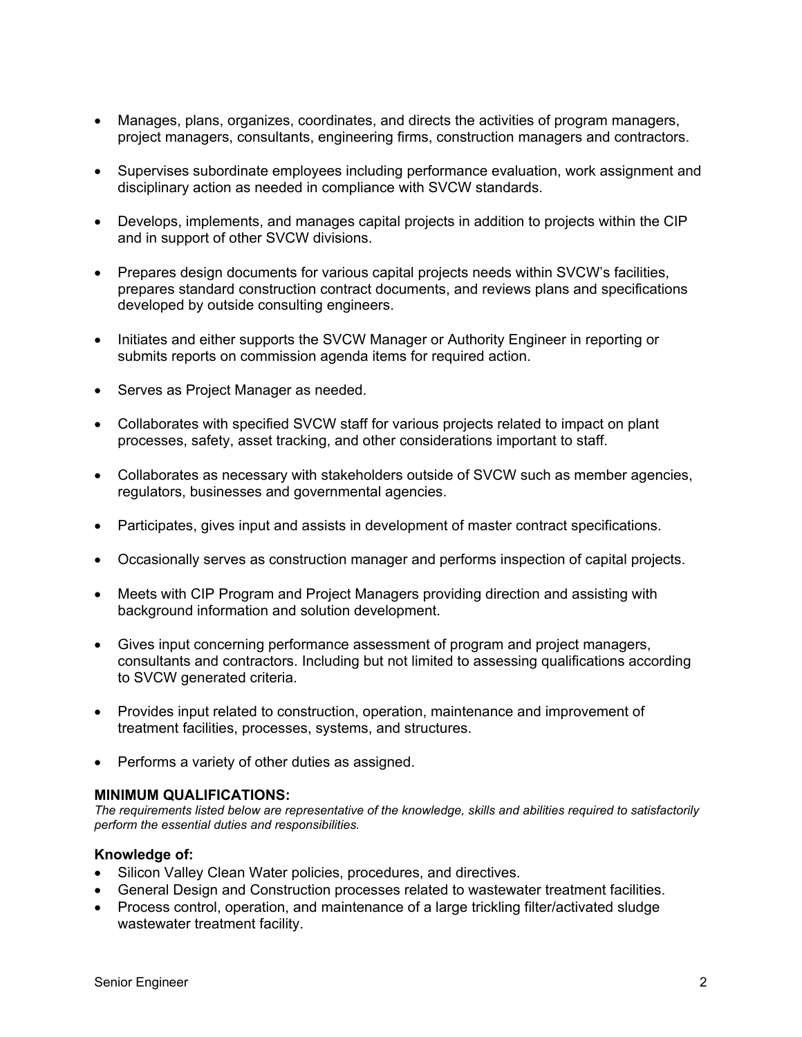- Manages, plans, organizes, coordinates, and directs the activities of program managers, project managers, consultants, engineering firms, construction managers and contractors.

- Supervises subordinate employees including performance evaluation, work assignment and disciplinary action as needed in compliance with SVCW standards.

- Develops, implements, and manages capital projects in addition to projects within the CIP and in support of other SVCW divisions.

- Prepares design documents for various capital projects needs within SVCW's facilities, prepares standard construction contract documents, and reviews plans and specifications developed by outside consulting engineers.

- Initiates and either supports the SVCW Manager or Authority Engineer in reporting or submits reports on commission agenda items for required action.

- Serves as Project Manager as needed.

- Collaborates with specified SVCW staff for various projects related to impact on plant processes, safety, asset tracking, and other considerations important to staff.

- Collaborates as necessary with stakeholders outside of SVCW such as member agencies, regulators, businesses and governmental agencies.

- Participates, gives input and assists in development of master contract specifications.

- Occasionally serves as construction manager and performs inspection of capital projects.

- Meets with CIP Program and Project Managers providing direction and assisting with background information and solution development.

- Gives input concerning performance assessment of program and project managers, consultants and contractors. Including but not limited to assessing qualifications according to SVCW generated criteria.

- Provides input related to construction, operation, maintenance and improvement of treatment facilities, processes, systems, and structures.

- Performs a variety of other duties as assigned.

**MINIMUM QUALIFICATIONS:**

*The requirements listed below are representative of the knowledge, skills and abilities required to satisfactorily perform the essential duties and responsibilities.*

### Knowledge of:

- Silicon Valley Clean Water policies, procedures, and directives.
- General Design and Construction processes related to wastewater treatment facilities.
- Process control, operation, and maintenance of a large trickling filter/activated sludge wastewater treatment facility.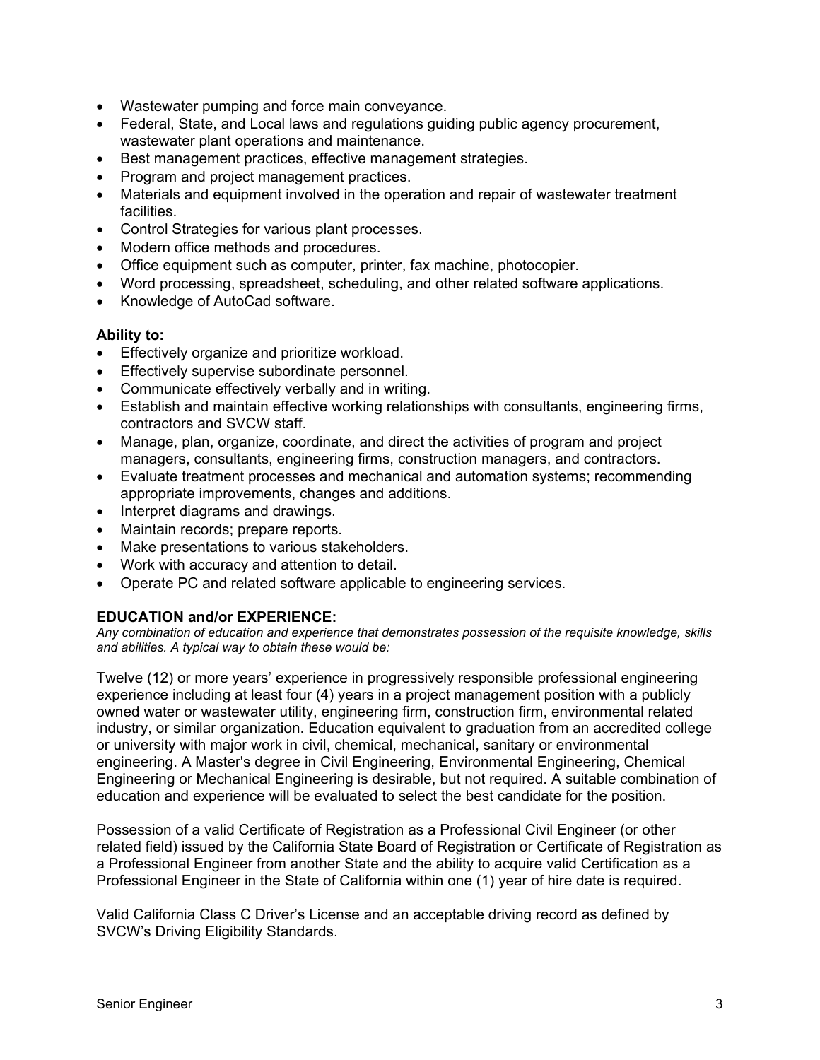- Wastewater pumping and force main conveyance.
- Federal, State, and Local laws and regulations guiding public agency procurement, wastewater plant operations and maintenance.
- Best management practices, effective management strategies.
- Program and project management practices.
- Materials and equipment involved in the operation and repair of wastewater treatment facilities.
- Control Strategies for various plant processes.
- Modern office methods and procedures.
- Office equipment such as computer, printer, fax machine, photocopier.
- Word processing, spreadsheet, scheduling, and other related software applications.
- Knowledge of AutoCad software.

**Ability to:**

- Effectively organize and prioritize workload.
- Effectively supervise subordinate personnel.
- Communicate effectively verbally and in writing.
- Establish and maintain effective working relationships with consultants, engineering firms, contractors and SVCW staff.
- Manage, plan, organize, coordinate, and direct the activities of program and project managers, consultants, engineering firms, construction managers, and contractors.
- Evaluate treatment processes and mechanical and automation systems; recommending appropriate improvements, changes and additions.
- Interpret diagrams and drawings.
- Maintain records; prepare reports.
- Make presentations to various stakeholders.
- Work with accuracy and attention to detail.
- Operate PC and related software applicable to engineering services.

**EDUCATION and/or EXPERIENCE:**

*Any combination of education and experience that demonstrates possession of the requisite knowledge, skills and abilities. A typical way to obtain these would be:*

Twelve (12) or more years' experience in progressively responsible professional engineering experience including at least four (4) years in a project management position with a publicly owned water or wastewater utility, engineering firm, construction firm, environmental related industry, or similar organization. Education equivalent to graduation from an accredited college or university with major work in civil, chemical, mechanical, sanitary or environmental engineering. A Master's degree in Civil Engineering, Environmental Engineering, Chemical Engineering or Mechanical Engineering is desirable, but not required. A suitable combination of education and experience will be evaluated to select the best candidate for the position.

Possession of a valid Certificate of Registration as a Professional Civil Engineer (or other related field) issued by the California State Board of Registration or Certificate of Registration as a Professional Engineer from another State and the ability to acquire valid Certification as a Professional Engineer in the State of California within one (1) year of hire date is required.

Valid California Class C Driver's License and an acceptable driving record as defined by SVCW's Driving Eligibility Standards.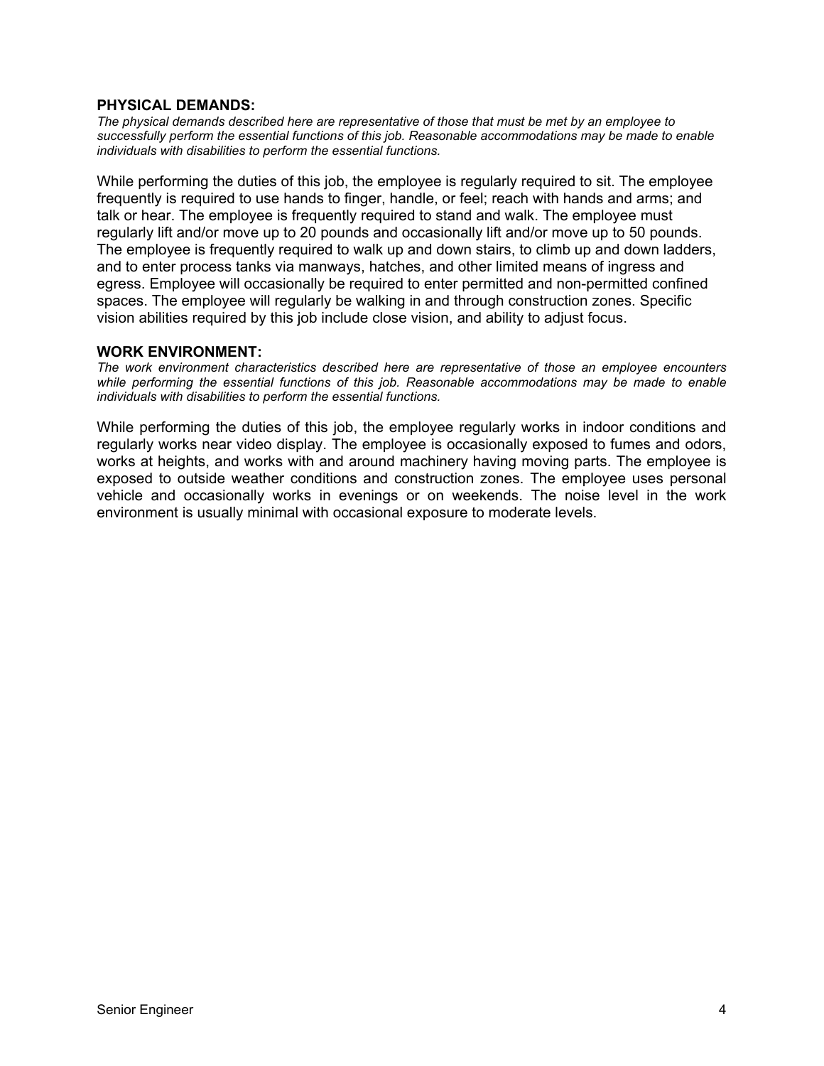## PHYSICAL DEMANDS:

*The physical demands described here are representative of those that must be met by an employee to successfully perform the essential functions of this job. Reasonable accommodations may be made to enable individuals with disabilities to perform the essential functions.*

While performing the duties of this job, the employee is regularly required to sit. The employee frequently is required to use hands to finger, handle, or feel; reach with hands and arms; and talk or hear. The employee is frequently required to stand and walk. The employee must regularly lift and/or move up to 20 pounds and occasionally lift and/or move up to 50 pounds. The employee is frequently required to walk up and down stairs, to climb up and down ladders, and to enter process tanks via manways, hatches, and other limited means of ingress and egress. Employee will occasionally be required to enter permitted and non-permitted confined spaces. The employee will regularly be walking in and through construction zones. Specific vision abilities required by this job include close vision, and ability to adjust focus.

## WORK ENVIRONMENT:

*The work environment characteristics described here are representative of those an employee encounters while performing the essential functions of this job. Reasonable accommodations may be made to enable individuals with disabilities to perform the essential functions.*

While performing the duties of this job, the employee regularly works in indoor conditions and regularly works near video display. The employee is occasionally exposed to fumes and odors, works at heights, and works with and around machinery having moving parts. The employee is exposed to outside weather conditions and construction zones. The employee uses personal vehicle and occasionally works in evenings or on weekends. The noise level in the work environment is usually minimal with occasional exposure to moderate levels.